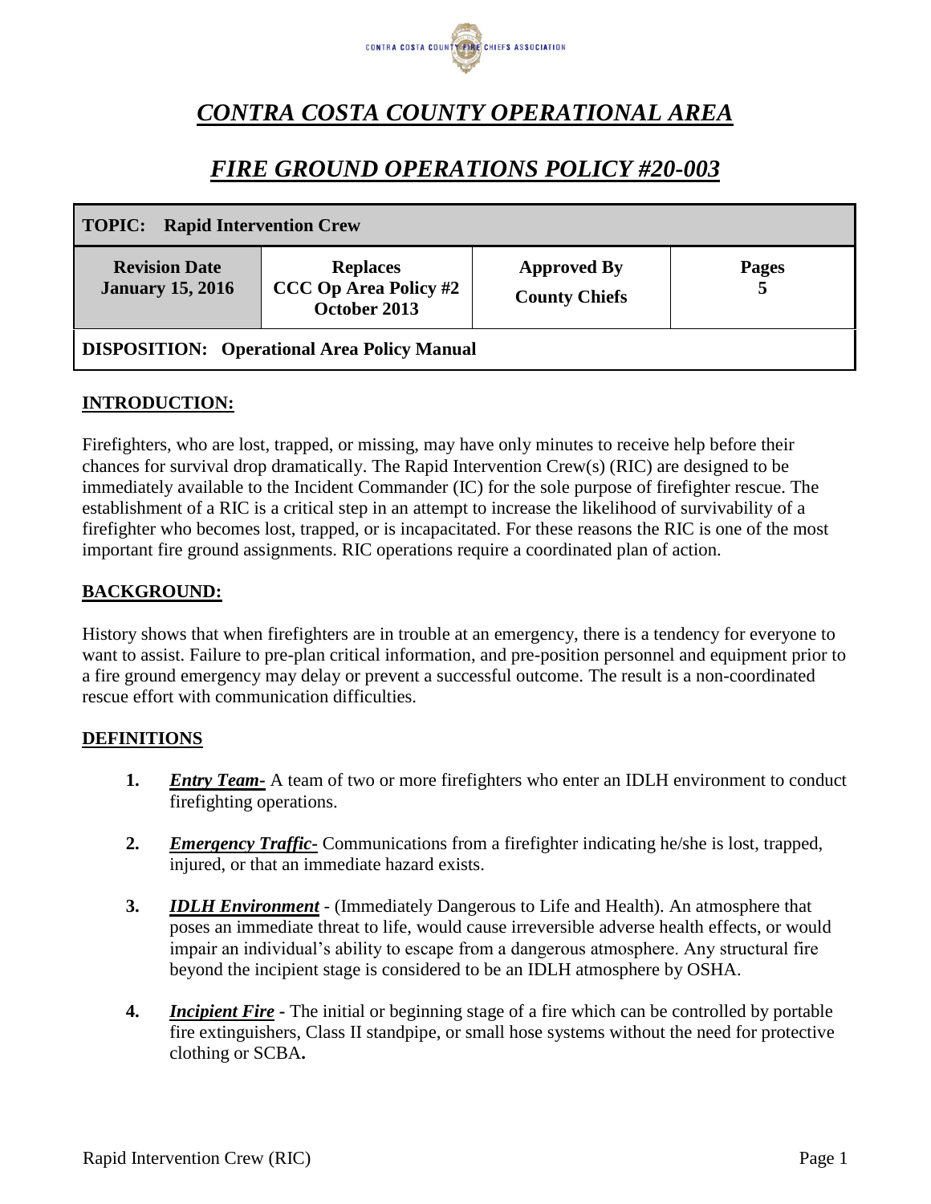CONTRA COSTA COUNTY FIRE CHIEFS ASSOCIATION

# *CONTRA COSTA COUNTY OPERATIONAL AREA*

# *FIRE GROUND OPERATIONS POLICY #20-003*

| **TOPIC: Rapid Intervention Crew** | | | |
|---|---|---|---|
| **Revision Date**<br>**January 15, 2016** | **Replaces**<br>**CCC Op Area Policy #2**<br>**October 2013** | **Approved By**<br>**County Chiefs** | **Pages**<br>**5** |
| **DISPOSITION: Operational Area Policy Manual** | | | |

## INTRODUCTION:

Firefighters, who are lost, trapped, or missing, may have only minutes to receive help before their chances for survival drop dramatically. The Rapid Intervention Crew(s) (RIC) are designed to be immediately available to the Incident Commander (IC) for the sole purpose of firefighter rescue. The establishment of a RIC is a critical step in an attempt to increase the likelihood of survivability of a firefighter who becomes lost, trapped, or is incapacitated. For these reasons the RIC is one of the most important fire ground assignments. RIC operations require a coordinated plan of action.

## BACKGROUND:

History shows that when firefighters are in trouble at an emergency, there is a tendency for everyone to want to assist. Failure to pre-plan critical information, and pre-position personnel and equipment prior to a fire ground emergency may delay or prevent a successful outcome. The result is a non-coordinated rescue effort with communication difficulties.

## DEFINITIONS

1. ***Entry Team-*** A team of two or more firefighters who enter an IDLH environment to conduct firefighting operations.
2. ***Emergency Traffic-*** Communications from a firefighter indicating he/she is lost, trapped, injured, or that an immediate hazard exists.
3. ***IDLH Environment*** - (Immediately Dangerous to Life and Health). An atmosphere that poses an immediate threat to life, would cause irreversible adverse health effects, or would impair an individual's ability to escape from a dangerous atmosphere. Any structural fire beyond the incipient stage is considered to be an IDLH atmosphere by OSHA.
4. ***Incipient Fire*** - The initial or beginning stage of a fire which can be controlled by portable fire extinguishers, Class II standpipe, or small hose systems without the need for protective clothing or SCBA**.**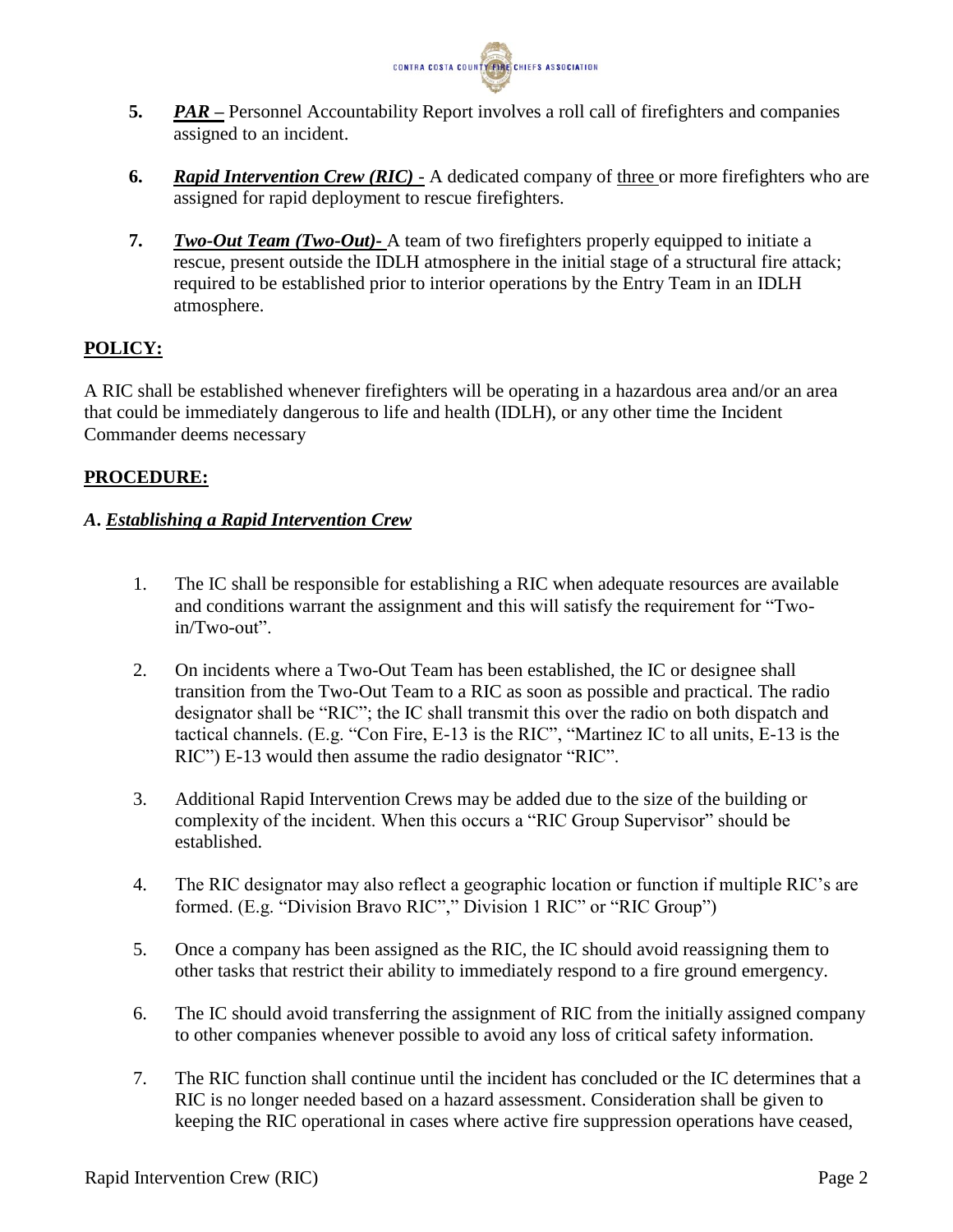5. ***PAR –*** Personnel Accountability Report involves a roll call of firefighters and companies assigned to an incident.

6. ***Rapid Intervention Crew (RIC)*** - A dedicated company of <u>three</u> or more firefighters who are assigned for rapid deployment to rescue firefighters.

7. ***Two-Out Team (Two-Out)-*** A team of two firefighters properly equipped to initiate a rescue, present outside the IDLH atmosphere in the initial stage of a structural fire attack; required to be established prior to interior operations by the Entry Team in an IDLH atmosphere.

## POLICY:

A RIC shall be established whenever firefighters will be operating in a hazardous area and/or an area that could be immediately dangerous to life and health (IDLH), or any other time the Incident Commander deems necessary

## PROCEDURE:

### *A. Establishing a Rapid Intervention Crew*

1. The IC shall be responsible for establishing a RIC when adequate resources are available and conditions warrant the assignment and this will satisfy the requirement for "Two-in/Two-out".

2. On incidents where a Two-Out Team has been established, the IC or designee shall transition from the Two-Out Team to a RIC as soon as possible and practical. The radio designator shall be "RIC"; the IC shall transmit this over the radio on both dispatch and tactical channels. (E.g. "Con Fire, E-13 is the RIC", "Martinez IC to all units, E-13 is the RIC") E-13 would then assume the radio designator "RIC".

3. Additional Rapid Intervention Crews may be added due to the size of the building or complexity of the incident. When this occurs a "RIC Group Supervisor" should be established.

4. The RIC designator may also reflect a geographic location or function if multiple RIC's are formed. (E.g. "Division Bravo RIC"," Division 1 RIC" or "RIC Group")

5. Once a company has been assigned as the RIC, the IC should avoid reassigning them to other tasks that restrict their ability to immediately respond to a fire ground emergency.

6. The IC should avoid transferring the assignment of RIC from the initially assigned company to other companies whenever possible to avoid any loss of critical safety information.

7. The RIC function shall continue until the incident has concluded or the IC determines that a RIC is no longer needed based on a hazard assessment. Consideration shall be given to keeping the RIC operational in cases where active fire suppression operations have ceased,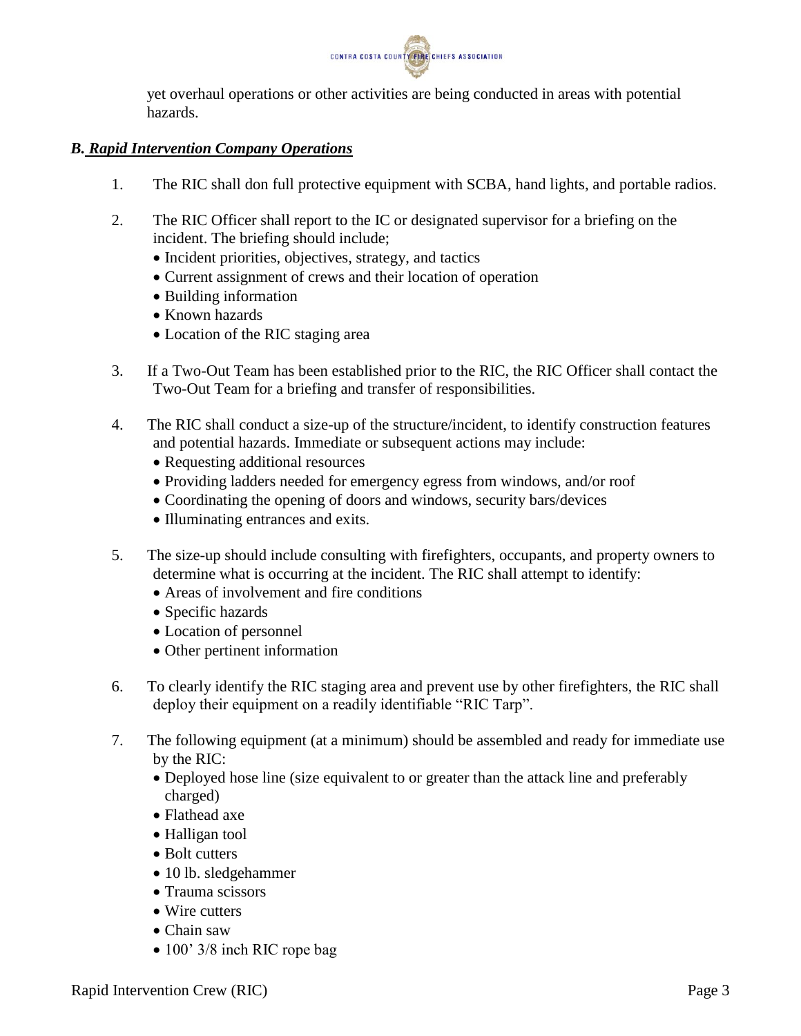yet overhaul operations or other activities are being conducted in areas with potential hazards.

***B. Rapid Intervention Company Operations***

1. The RIC shall don full protective equipment with SCBA, hand lights, and portable radios.

2. The RIC Officer shall report to the IC or designated supervisor for a briefing on the incident. The briefing should include;
   - Incident priorities, objectives, strategy, and tactics
   - Current assignment of crews and their location of operation
   - Building information
   - Known hazards
   - Location of the RIC staging area

3. If a Two-Out Team has been established prior to the RIC, the RIC Officer shall contact the Two-Out Team for a briefing and transfer of responsibilities.

4. The RIC shall conduct a size-up of the structure/incident, to identify construction features and potential hazards. Immediate or subsequent actions may include:
   - Requesting additional resources
   - Providing ladders needed for emergency egress from windows, and/or roof
   - Coordinating the opening of doors and windows, security bars/devices
   - Illuminating entrances and exits.

5. The size-up should include consulting with firefighters, occupants, and property owners to determine what is occurring at the incident. The RIC shall attempt to identify:
   - Areas of involvement and fire conditions
   - Specific hazards
   - Location of personnel
   - Other pertinent information

6. To clearly identify the RIC staging area and prevent use by other firefighters, the RIC shall deploy their equipment on a readily identifiable "RIC Tarp".

7. The following equipment (at a minimum) should be assembled and ready for immediate use by the RIC:
   - Deployed hose line (size equivalent to or greater than the attack line and preferably charged)
   - Flathead axe
   - Halligan tool
   - Bolt cutters
   - 10 lb. sledgehammer
   - Trauma scissors
   - Wire cutters
   - Chain saw
   - 100' 3/8 inch RIC rope bag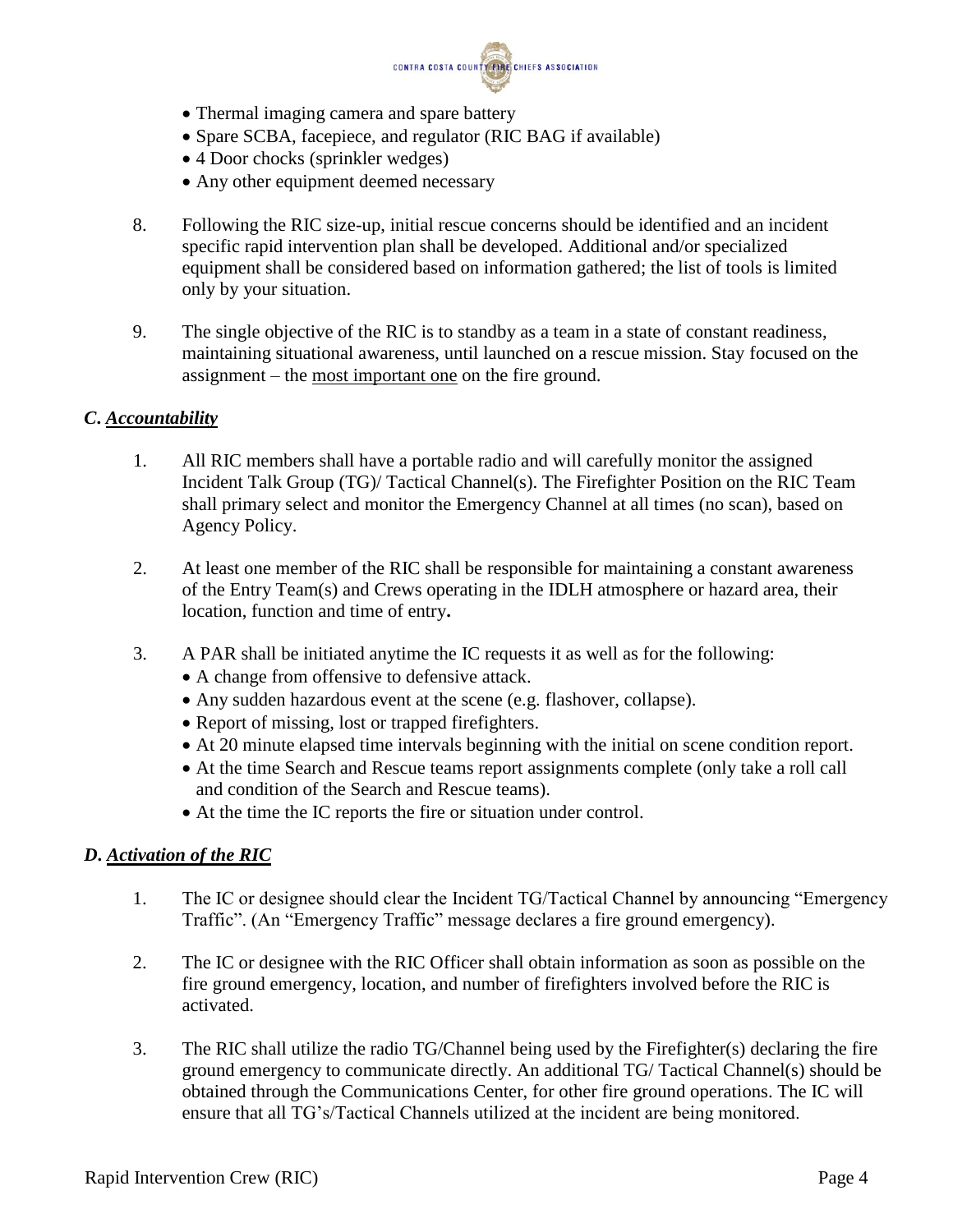- Thermal imaging camera and spare battery
- Spare SCBA, facepiece, and regulator (RIC BAG if available)
- 4 Door chocks (sprinkler wedges)
- Any other equipment deemed necessary

8. Following the RIC size-up, initial rescue concerns should be identified and an incident specific rapid intervention plan shall be developed. Additional and/or specialized equipment shall be considered based on information gathered; the list of tools is limited only by your situation.

9. The single objective of the RIC is to standby as a team in a state of constant readiness, maintaining situational awareness, until launched on a rescue mission. Stay focused on the assignment – the most important one on the fire ground.

### *C. Accountability*

1. All RIC members shall have a portable radio and will carefully monitor the assigned Incident Talk Group (TG)/ Tactical Channel(s). The Firefighter Position on the RIC Team shall primary select and monitor the Emergency Channel at all times (no scan), based on Agency Policy.

2. At least one member of the RIC shall be responsible for maintaining a constant awareness of the Entry Team(s) and Crews operating in the IDLH atmosphere or hazard area, their location, function and time of entry**.**

3. A PAR shall be initiated anytime the IC requests it as well as for the following:
   - A change from offensive to defensive attack.
   - Any sudden hazardous event at the scene (e.g. flashover, collapse).
   - Report of missing, lost or trapped firefighters.
   - At 20 minute elapsed time intervals beginning with the initial on scene condition report.
   - At the time Search and Rescue teams report assignments complete (only take a roll call and condition of the Search and Rescue teams).
   - At the time the IC reports the fire or situation under control.

### *D. Activation of the RIC*

1. The IC or designee should clear the Incident TG/Tactical Channel by announcing "Emergency Traffic". (An "Emergency Traffic" message declares a fire ground emergency).

2. The IC or designee with the RIC Officer shall obtain information as soon as possible on the fire ground emergency, location, and number of firefighters involved before the RIC is activated.

3. The RIC shall utilize the radio TG/Channel being used by the Firefighter(s) declaring the fire ground emergency to communicate directly. An additional TG/ Tactical Channel(s) should be obtained through the Communications Center, for other fire ground operations. The IC will ensure that all TG's/Tactical Channels utilized at the incident are being monitored.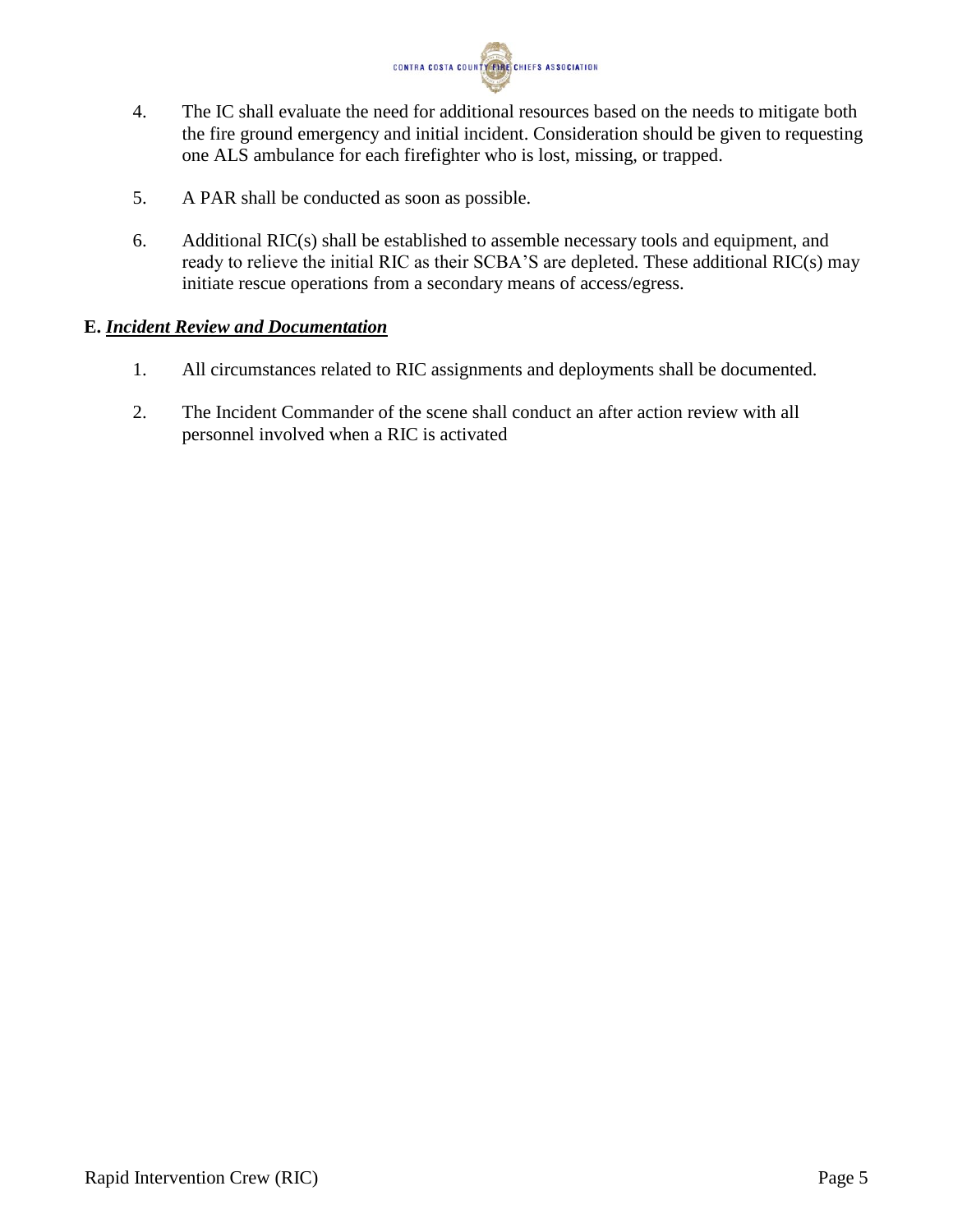4. The IC shall evaluate the need for additional resources based on the needs to mitigate both the fire ground emergency and initial incident. Consideration should be given to requesting one ALS ambulance for each firefighter who is lost, missing, or trapped.

5. A PAR shall be conducted as soon as possible.

6. Additional RIC(s) shall be established to assemble necessary tools and equipment, and ready to relieve the initial RIC as their SCBA'S are depleted. These additional RIC(s) may initiate rescue operations from a secondary means of access/egress.

**E. *Incident Review and Documentation***

1. All circumstances related to RIC assignments and deployments shall be documented.

2. The Incident Commander of the scene shall conduct an after action review with all personnel involved when a RIC is activated